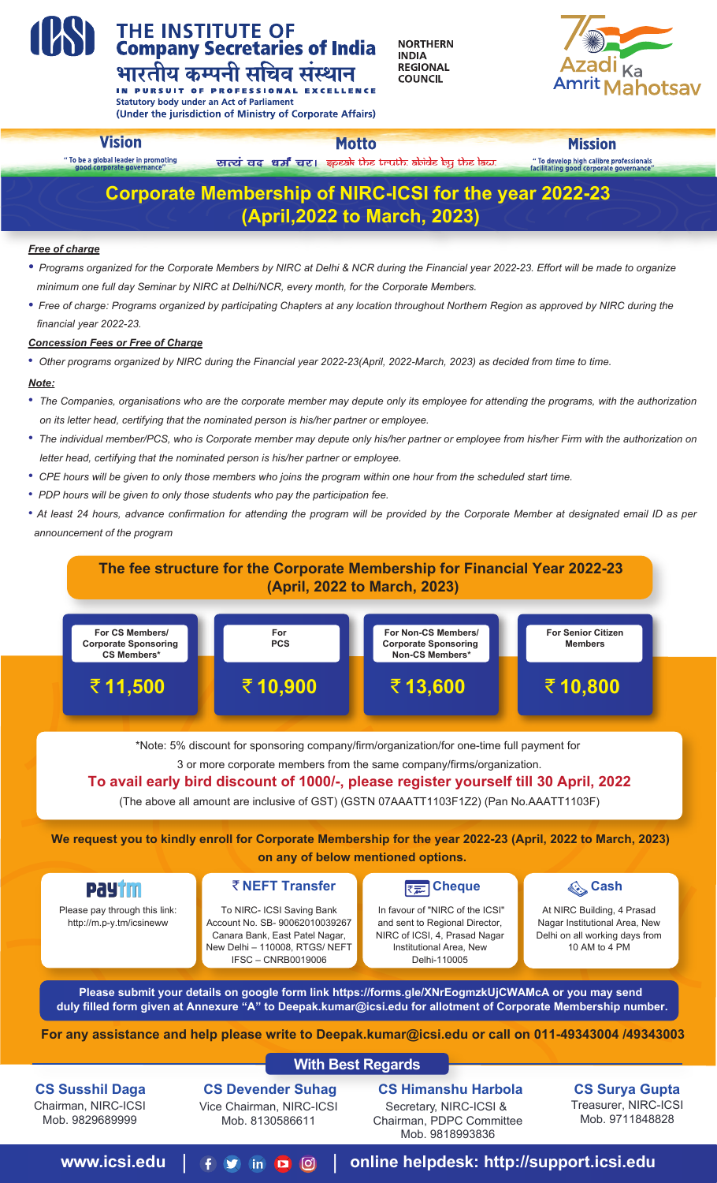# THE INSTITUTE OF Company Secretaries of India

भारतीय कम्पनी सचिव संस्थान

IN PURSUIT OF PROFESSIONAL EXCELLENCE

Statutory body under an Act of Parliament

(Under the jurisdiction of Ministry of Corporate Affairs)

NORTHERN INDIA REGIONAL COUNCIL

Azadi Ka Amrit Mahotsav

**Vision**

"To be a global leader in promoting good corporate governance"

**Motto**

सत्यं वद धर्मं चर। speak the truth. abide by the law.

**Mission**

"To develop high calibre professionals facilitating good corporate governance"

## Corporate Membership of NIRC-ICSI for the year 2022-23 (April,2022 to March, 2023)

***Free of charge***

- *Programs organized for the Corporate Members by NIRC at Delhi & NCR during the Financial year 2022-23. Effort will be made to organize minimum one full day Seminar by NIRC at Delhi/NCR, every month, for the Corporate Members.*
- *Free of charge: Programs organized by participating Chapters at any location throughout Northern Region as approved by NIRC during the financial year 2022-23.*

***Concession Fees or Free of Charge***

- *Other programs organized by NIRC during the Financial year 2022-23(April, 2022-March, 2023) as decided from time to time.*

***Note:***

- *The Companies, organisations who are the corporate member may depute only its employee for attending the programs, with the authorization on its letter head, certifying that the nominated person is his/her partner or employee.*
- *The individual member/PCS, who is Corporate member may depute only his/her partner or employee from his/her Firm with the authorization on letter head, certifying that the nominated person is his/her partner or employee.*
- *CPE hours will be given to only those members who joins the program within one hour from the scheduled start time.*
- *PDP hours will be given to only those students who pay the participation fee.*
- *At least 24 hours, advance confirmation for attending the program will be provided by the Corporate Member at designated email ID as per announcement of the program*

### The fee structure for the Corporate Membership for Financial Year 2022-23 (April, 2022 to March, 2023)

| For CS Members/ Corporate Sponsoring CS Members* | For PCS | For Non-CS Members/ Corporate Sponsoring Non-CS Members* | For Senior Citizen Members |
|---|---|---|---|
| ₹ 11,500 | ₹ 10,900 | ₹ 13,600 | ₹ 10,800 |

*Note: 5% discount for sponsoring company/firm/organization/for one-time full payment for 3 or more corporate members from the same company/firms/organization.

**To avail early bird discount of 1000/-, please register yourself till 30 April, 2022**

(The above all amount are inclusive of GST) (GSTN 07AAATT1103F1Z2) (Pan No.AAATT1103F)

**We request you to kindly enroll for Corporate Membership for the year 2022-23 (April, 2022 to March, 2023) on any of below mentioned options.**

**Paytm**

Please pay through this link: http://m.p-y.tm/icsineww

**₹ NEFT Transfer**

To NIRC- ICSI Saving Bank Account No. SB- 90062010039267 Canara Bank, East Patel Nagar, New Delhi – 110008, RTGS/ NEFT IFSC – CNRB0019006

**Cheque**

In favour of "NIRC of the ICSI" and sent to Regional Director, NIRC of ICSI, 4, Prasad Nagar Institutional Area, New Delhi-110005

**Cash**

At NIRC Building, 4 Prasad Nagar Institutional Area, New Delhi on all working days from 10 AM to 4 PM

**Please submit your details on google form link https://forms.gle/XNrEogmzkUjCWAMcA or you may send duly filled form given at Annexure "A" to Deepak.kumar@icsi.edu for allotment of Corporate Membership number.**

**For any assistance and help please write to Deepak.kumar@icsi.edu or call on 011-49343004 /49343003**

**With Best Regards**

**CS Susshil Daga**
Chairman, NIRC-ICSI
Mob. 9829689999

**CS Devender Suhag**
Vice Chairman, NIRC-ICSI
Mob. 8130586611

**CS Himanshu Harbola**
Secretary, NIRC-ICSI & Chairman, PDPC Committee
Mob. 9818993836

**CS Surya Gupta**
Treasurer, NIRC-ICSI
Mob. 9711848828

**www.icsi.edu | online helpdesk: http://support.icsi.edu**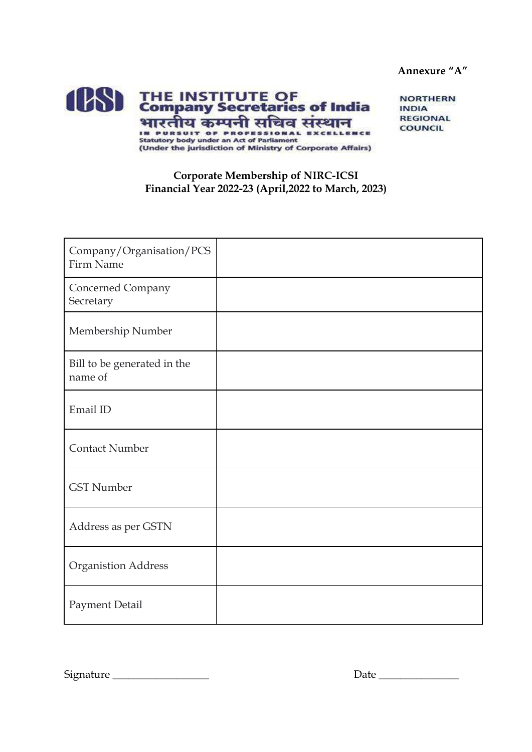**Annexure "A"**

THE INSTITUTE OF
Company Secretaries of India
भारतीय कम्पनी सचिव संस्थान
IN PURSUIT OF PROFESSIONAL EXCELLENCE
Statutory body under an Act of Parliament
(Under the jurisdiction of Ministry of Corporate Affairs)

NORTHERN INDIA REGIONAL COUNCIL

**Corporate Membership of NIRC-ICSI**
**Financial Year 2022-23 (April,2022 to March, 2023)**

| | |
|---|---|
| Company/Organisation/PCS Firm Name | |
| Concerned Company Secretary | |
| Membership Number | |
| Bill to be generated in the name of | |
| Email ID | |
| Contact Number | |
| GST Number | |
| Address as per GSTN | |
| Organistion Address | |
| Payment Detail | |

Signature ________________ Date ______________